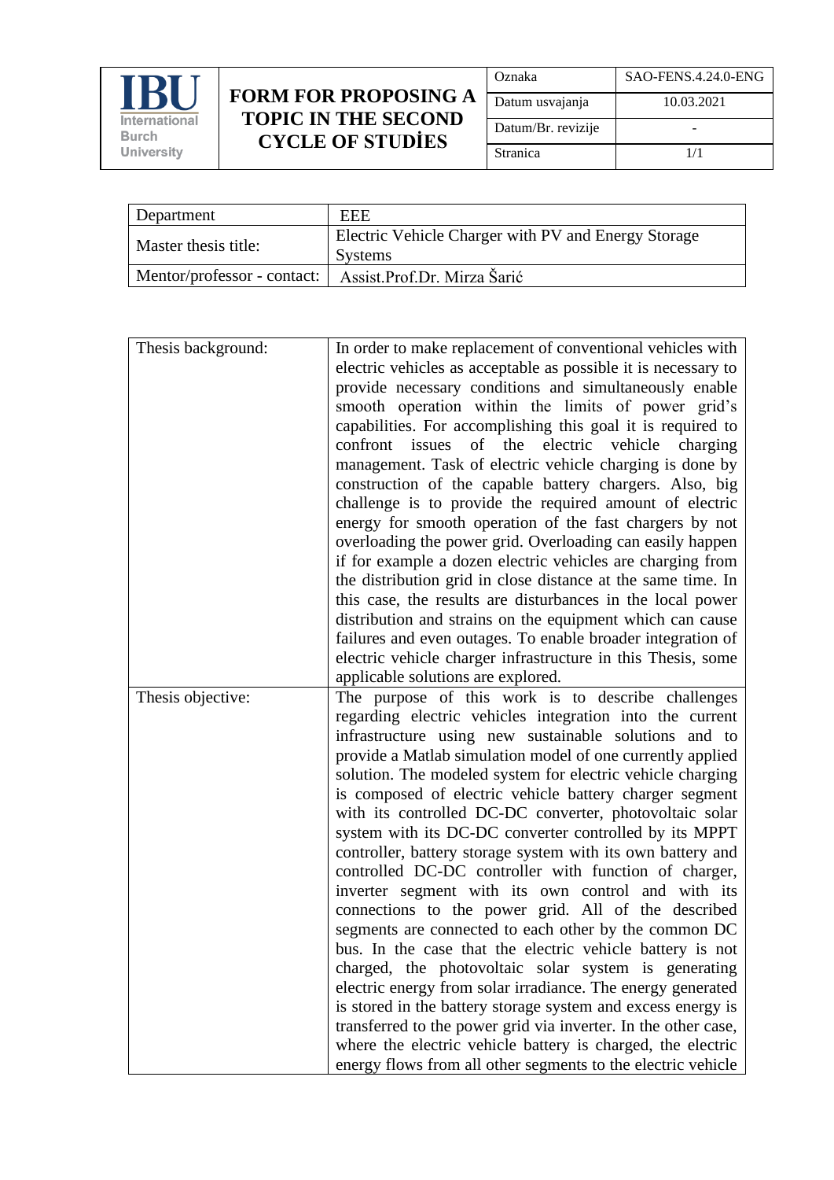| IBU International Burch University | FORM FOR PROPOSING A TOPIC IN THE SECOND CYCLE OF STUDİES | Oznaka | SAO-FENS.4.24.0-ENG |
|---|---|---|---|
| | | Datum usvajanja | 10.03.2021 |
| | | Datum/Br. revizije | - |
| | | Stranica | 1/1 |

| Department | EEE |
|---|---|
| Master thesis title: | Electric Vehicle Charger with PV and Energy Storage Systems |
| Mentor/professor - contact: | Assist.Prof.Dr. Mirza Šarić |

| Thesis background: | In order to make replacement of conventional vehicles with electric vehicles as acceptable as possible it is necessary to provide necessary conditions and simultaneously enable smooth operation within the limits of power grid's capabilities. For accomplishing this goal it is required to confront issues of the electric vehicle charging management. Task of electric vehicle charging is done by construction of the capable battery chargers. Also, big challenge is to provide the required amount of electric energy for smooth operation of the fast chargers by not overloading the power grid. Overloading can easily happen if for example a dozen electric vehicles are charging from the distribution grid in close distance at the same time. In this case, the results are disturbances in the local power distribution and strains on the equipment which can cause failures and even outages. To enable broader integration of electric vehicle charger infrastructure in this Thesis, some applicable solutions are explored. |
|---|---|
| Thesis objective: | The purpose of this work is to describe challenges regarding electric vehicles integration into the current infrastructure using new sustainable solutions and to provide a Matlab simulation model of one currently applied solution. The modeled system for electric vehicle charging is composed of electric vehicle battery charger segment with its controlled DC-DC converter, photovoltaic solar system with its DC-DC converter controlled by its MPPT controller, battery storage system with its own battery and controlled DC-DC controller with function of charger, inverter segment with its own control and with its connections to the power grid. All of the described segments are connected to each other by the common DC bus. In the case that the electric vehicle battery is not charged, the photovoltaic solar system is generating electric energy from solar irradiance. The energy generated is stored in the battery storage system and excess energy is transferred to the power grid via inverter. In the other case, where the electric vehicle battery is charged, the electric energy flows from all other segments to the electric vehicle |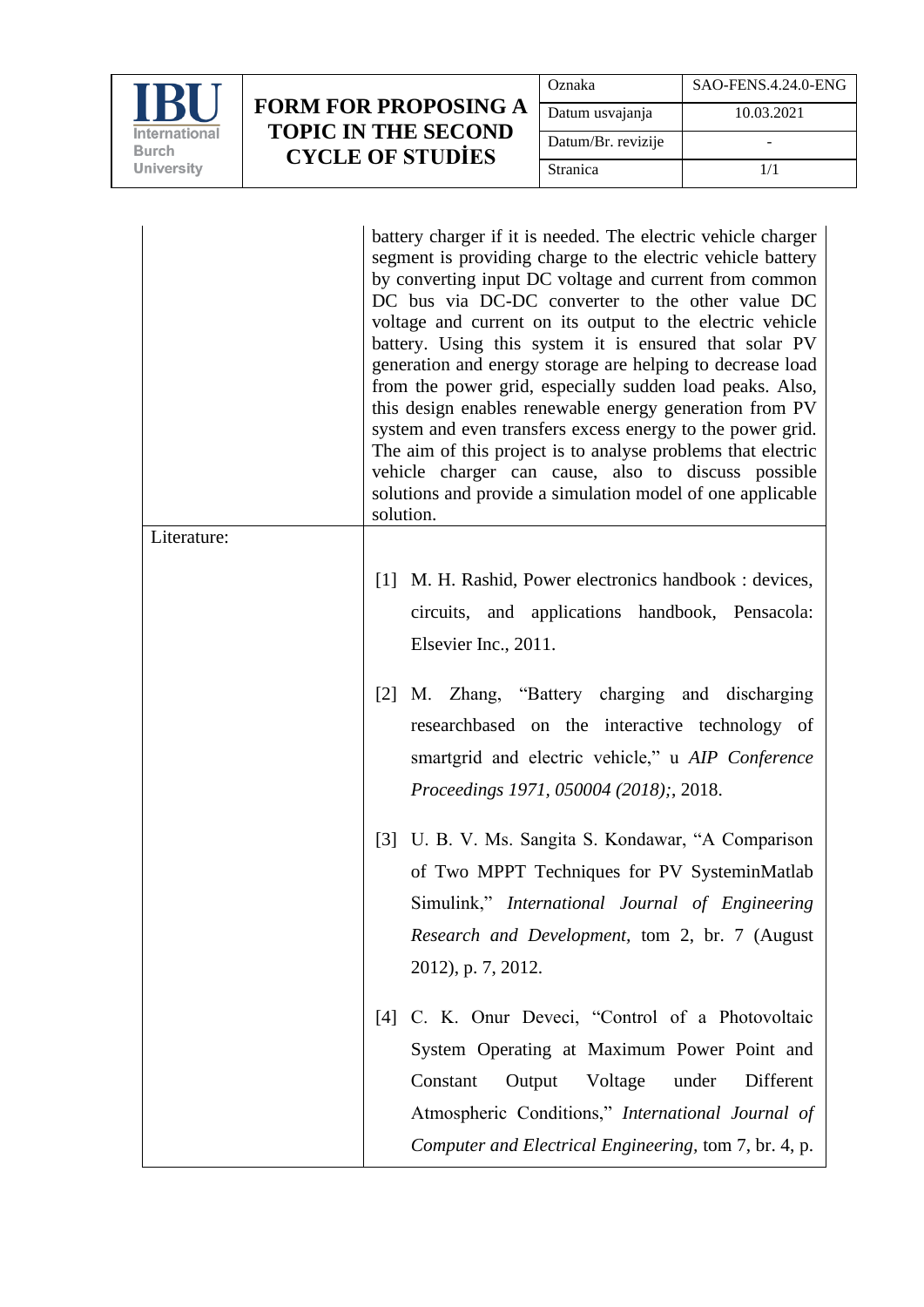| | |
|---|---|
| | battery charger if it is needed. The electric vehicle charger segment is providing charge to the electric vehicle battery by converting input DC voltage and current from common DC bus via DC-DC converter to the other value DC voltage and current on its output to the electric vehicle battery. Using this system it is ensured that solar PV generation and energy storage are helping to decrease load from the power grid, especially sudden load peaks. Also, this design enables renewable energy generation from PV system and even transfers excess energy to the power grid. The aim of this project is to analyse problems that electric vehicle charger can cause, also to discuss possible solutions and provide a simulation model of one applicable solution. |
| Literature: | [1] M. H. Rashid, Power electronics handbook : devices, circuits, and applications handbook, Pensacola: Elsevier Inc., 2011.<br><br>[2] M. Zhang, "Battery charging and discharging researchbased on the interactive technology of smartgrid and electric vehicle," u *AIP Conference Proceedings 1971, 050004 (2018);*, 2018.<br><br>[3] U. B. V. Ms. Sangita S. Kondawar, "A Comparison of Two MPPT Techniques for PV SysteminMatlab Simulink," *International Journal of Engineering Research and Development,* tom 2, br. 7 (August 2012), p. 7, 2012.<br><br>[4] C. K. Onur Deveci, "Control of a Photovoltaic System Operating at Maximum Power Point and Constant Output Voltage under Different Atmospheric Conditions," *International Journal of Computer and Electrical Engineering,* tom 7, br. 4, p. |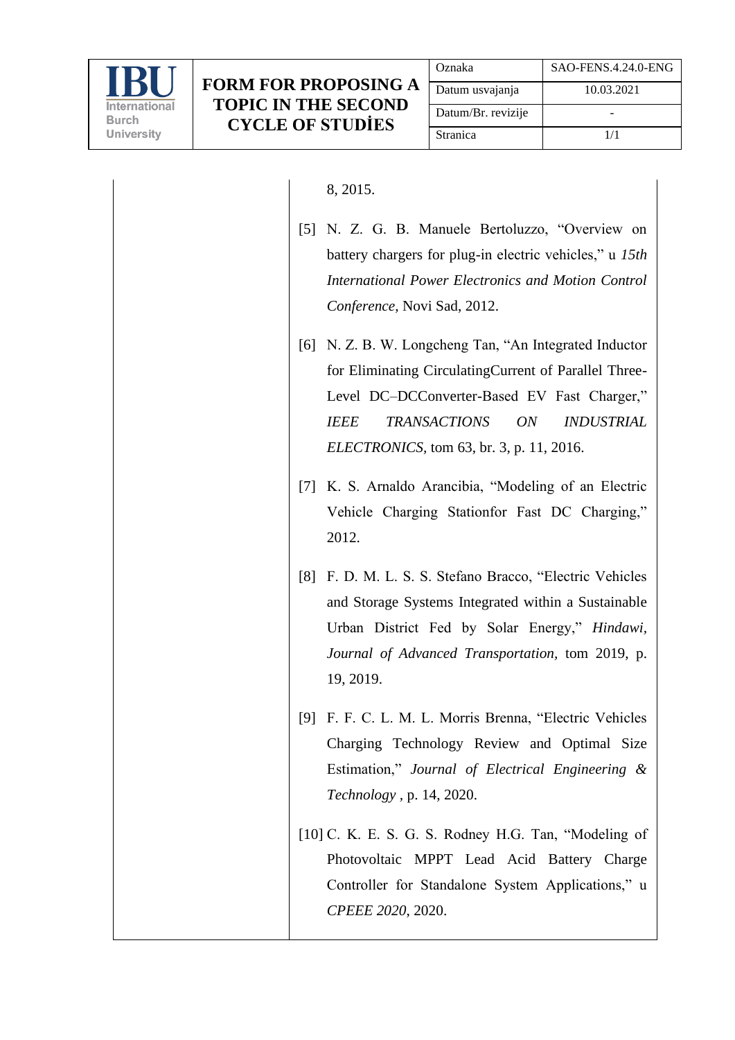8, 2015.

[5] N. Z. G. B. Manuele Bertoluzzo, “Overview on battery chargers for plug-in electric vehicles,” u *15th International Power Electronics and Motion Control Conference*, Novi Sad, 2012.

[6] N. Z. B. W. Longcheng Tan, “An Integrated Inductor for Eliminating CirculatingCurrent of Parallel Three-Level DC–DCConverter-Based EV Fast Charger,” *IEEE TRANSACTIONS ON INDUSTRIAL ELECTRONICS,* tom 63, br. 3, p. 11, 2016.

[7] K. S. Arnaldo Arancibia, “Modeling of an Electric Vehicle Charging Stationfor Fast DC Charging,” 2012.

[8] F. D. M. L. S. S. Stefano Bracco, “Electric Vehicles and Storage Systems Integrated within a Sustainable Urban District Fed by Solar Energy,” *Hindawi, Journal of Advanced Transportation,* tom 2019, p. 19, 2019.

[9] F. F. C. L. M. L. Morris Brenna, “Electric Vehicles Charging Technology Review and Optimal Size Estimation,” *Journal of Electrical Engineering & Technology* , p. 14, 2020.

[10] C. K. E. S. G. S. Rodney H.G. Tan, “Modeling of Photovoltaic MPPT Lead Acid Battery Charge Controller for Standalone System Applications,” u *CPEEE 2020*, 2020.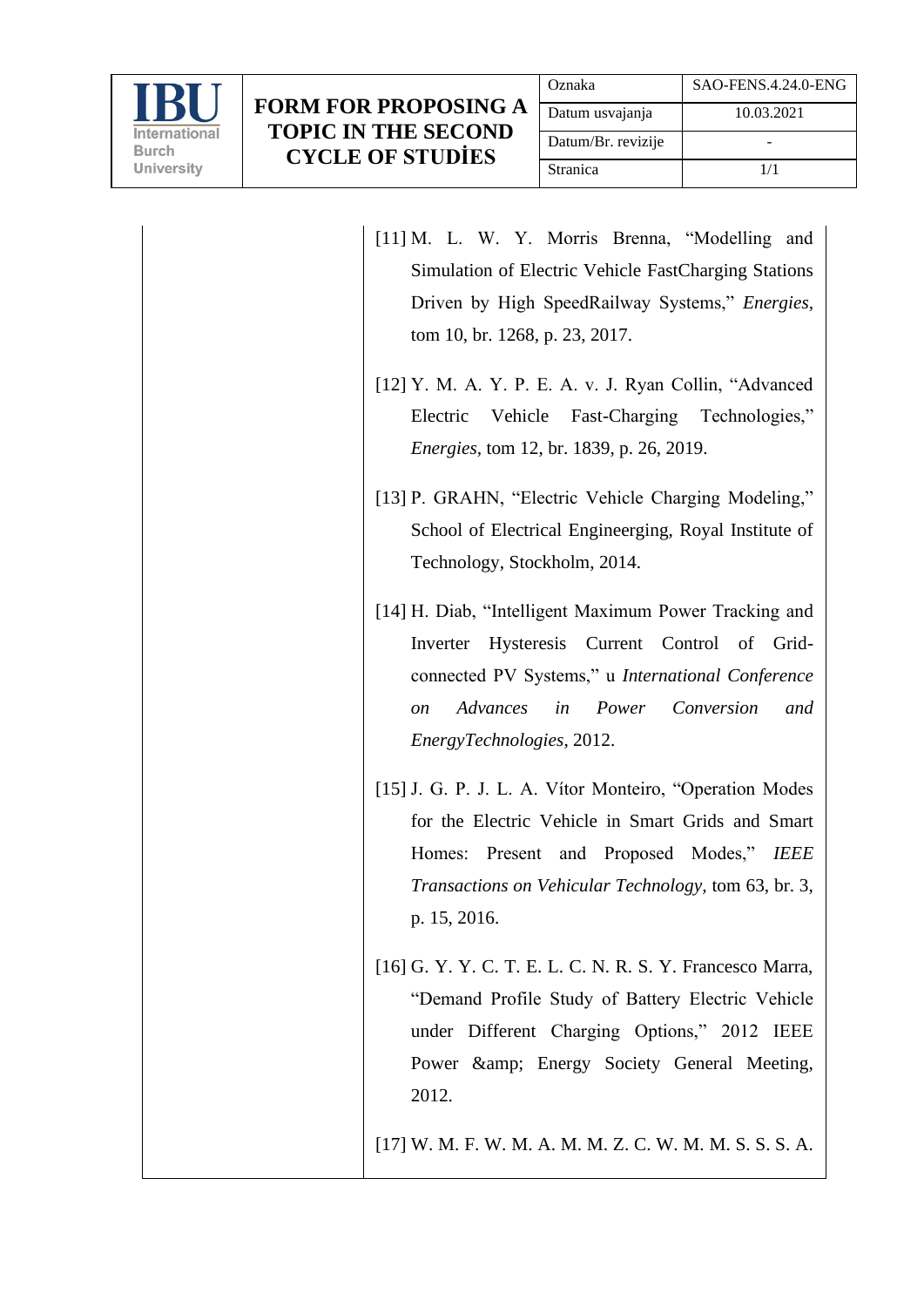| | |
|---|---|
| | [11] M. L. W. Y. Morris Brenna, "Modelling and Simulation of Electric Vehicle FastCharging Stations Driven by High SpeedRailway Systems," *Energies,* tom 10, br. 1268, p. 23, 2017. |
| | [12] Y. M. A. Y. P. E. A. v. J. Ryan Collin, "Advanced Electric Vehicle Fast-Charging Technologies," *Energies,* tom 12, br. 1839, p. 26, 2019. |
| | [13] P. GRAHN, "Electric Vehicle Charging Modeling," School of Electrical Engineerging, Royal Institute of Technology, Stockholm, 2014. |
| | [14] H. Diab, "Intelligent Maximum Power Tracking and Inverter Hysteresis Current Control of Grid-connected PV Systems," u *International Conference on Advances in Power Conversion and EnergyTechnologies*, 2012. |
| | [15] J. G. P. J. L. A. Vítor Monteiro, "Operation Modes for the Electric Vehicle in Smart Grids and Smart Homes: Present and Proposed Modes," *IEEE Transactions on Vehicular Technology,* tom 63, br. 3, p. 15, 2016. |
| | [16] G. Y. Y. C. T. E. L. C. N. R. S. Y. Francesco Marra, "Demand Profile Study of Battery Electric Vehicle under Different Charging Options," 2012 IEEE Power &amp; Energy Society General Meeting, 2012. |
| | [17] W. M. F. W. M. A. M. M. Z. C. W. M. M. S. S. S. A. |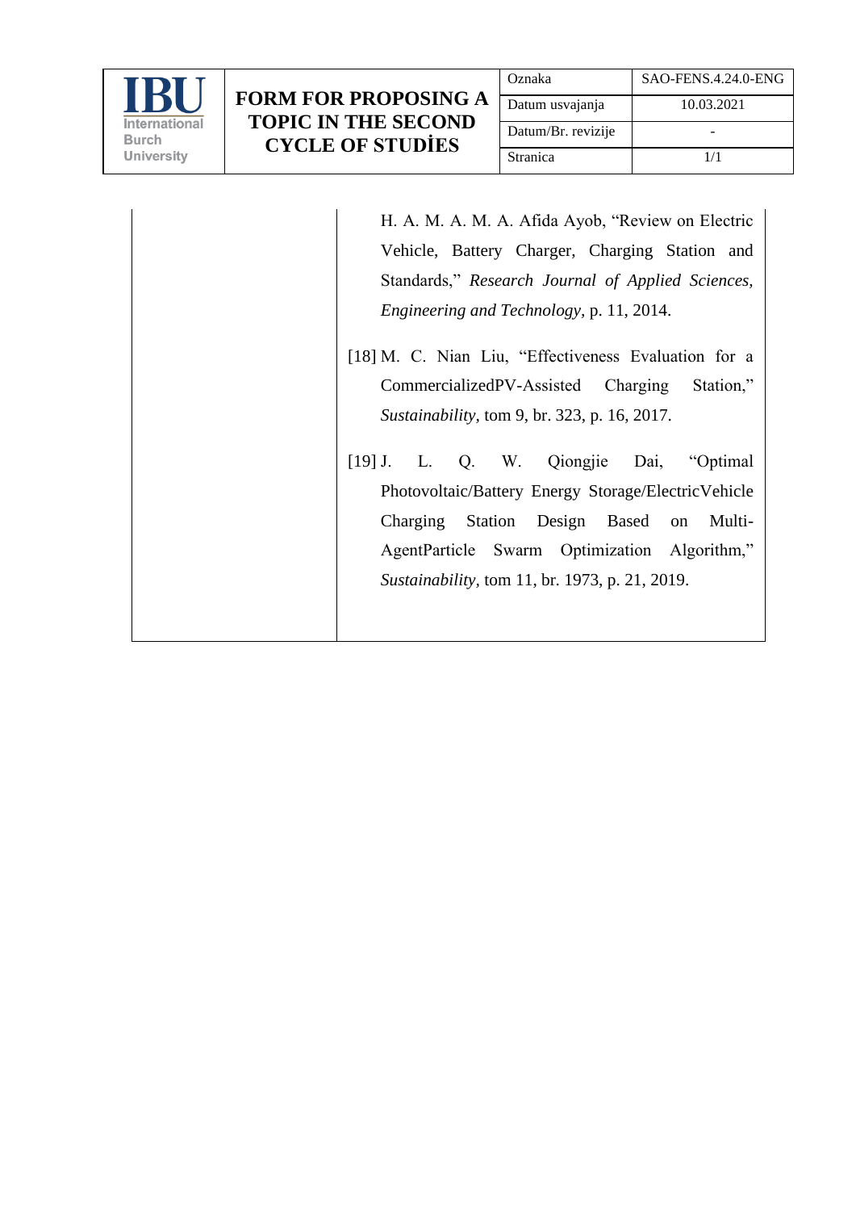| | |
|---|---|
| | H. A. M. A. M. A. Afida Ayob, "Review on Electric Vehicle, Battery Charger, Charging Station and Standards," *Research Journal of Applied Sciences, Engineering and Technology,* p. 11, 2014.<br><br>[18] M. C. Nian Liu, "Effectiveness Evaluation for a CommercializedPV-Assisted Charging Station," *Sustainability,* tom 9, br. 323, p. 16, 2017.<br><br>[19] J. L. Q. W. Qiongjie Dai, "Optimal Photovoltaic/Battery Energy Storage/ElectricVehicle Charging Station Design Based on Multi-AgentParticle Swarm Optimization Algorithm," *Sustainability,* tom 11, br. 1973, p. 21, 2019. |